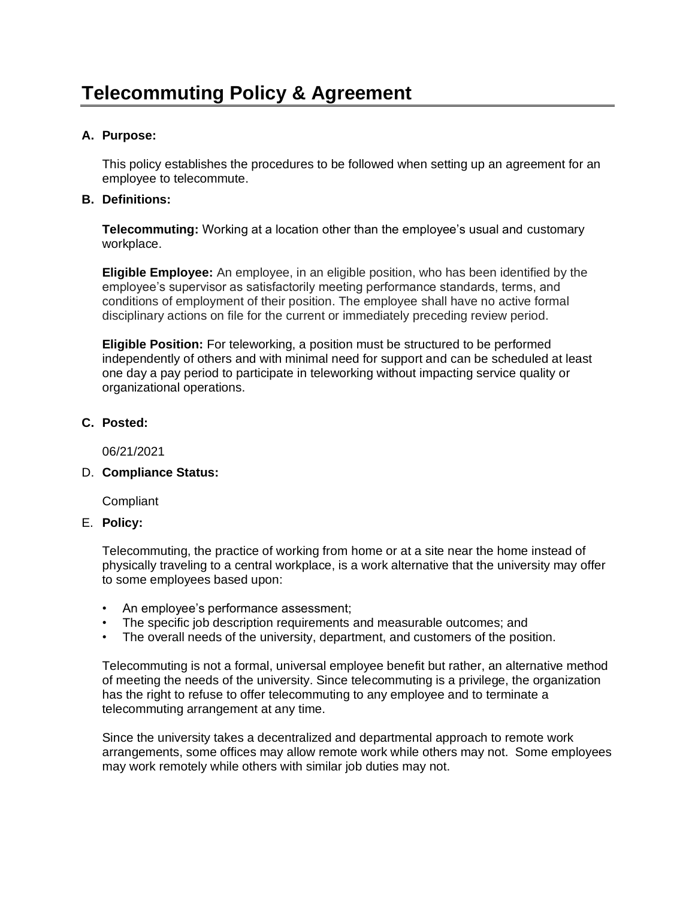# Telecommuting Policy & Agreement

**A. Purpose:**

This policy establishes the procedures to be followed when setting up an agreement for an employee to telecommute.

**B. Definitions:**

**Telecommuting:** Working at a location other than the employee's usual and customary workplace.

**Eligible Employee:** An employee, in an eligible position, who has been identified by the employee's supervisor as satisfactorily meeting performance standards, terms, and conditions of employment of their position. The employee shall have no active formal disciplinary actions on file for the current or immediately preceding review period.

**Eligible Position:** For teleworking, a position must be structured to be performed independently of others and with minimal need for support and can be scheduled at least one day a pay period to participate in teleworking without impacting service quality or organizational operations.

**C. Posted:**

06/21/2021

D. **Compliance Status:**

Compliant

E. **Policy:**

Telecommuting, the practice of working from home or at a site near the home instead of physically traveling to a central workplace, is a work alternative that the university may offer to some employees based upon:

- An employee's performance assessment;
- The specific job description requirements and measurable outcomes; and
- The overall needs of the university, department, and customers of the position.

Telecommuting is not a formal, universal employee benefit but rather, an alternative method of meeting the needs of the university. Since telecommuting is a privilege, the organization has the right to refuse to offer telecommuting to any employee and to terminate a telecommuting arrangement at any time.

Since the university takes a decentralized and departmental approach to remote work arrangements, some offices may allow remote work while others may not. Some employees may work remotely while others with similar job duties may not.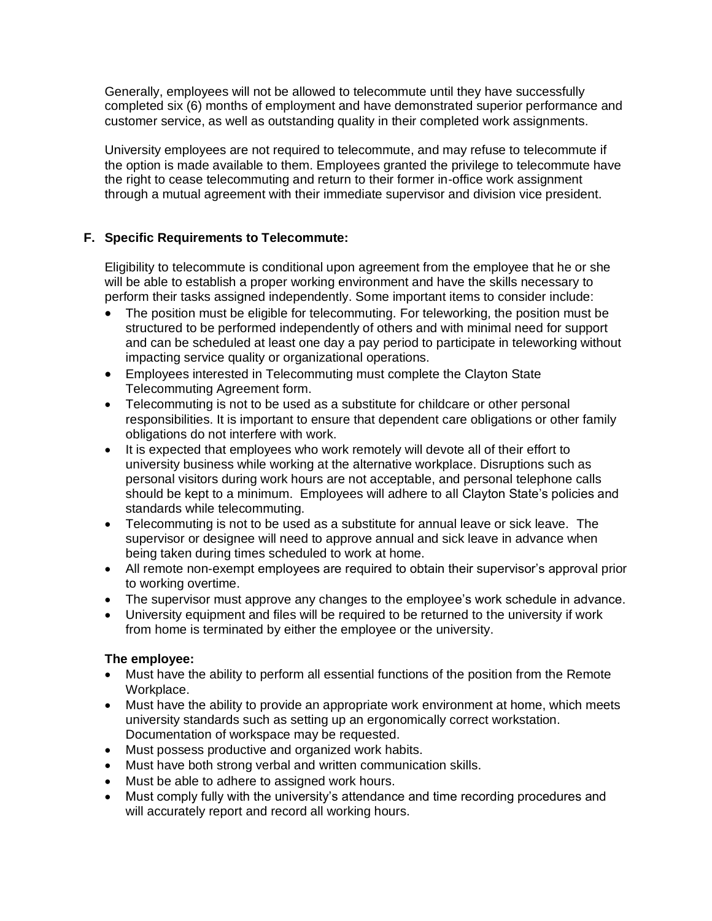Generally, employees will not be allowed to telecommute until they have successfully completed six (6) months of employment and have demonstrated superior performance and customer service, as well as outstanding quality in their completed work assignments.

University employees are not required to telecommute, and may refuse to telecommute if the option is made available to them. Employees granted the privilege to telecommute have the right to cease telecommuting and return to their former in-office work assignment through a mutual agreement with their immediate supervisor and division vice president.

## F. Specific Requirements to Telecommute:

Eligibility to telecommute is conditional upon agreement from the employee that he or she will be able to establish a proper working environment and have the skills necessary to perform their tasks assigned independently. Some important items to consider include:

- The position must be eligible for telecommuting. For teleworking, the position must be structured to be performed independently of others and with minimal need for support and can be scheduled at least one day a pay period to participate in teleworking without impacting service quality or organizational operations.
- Employees interested in Telecommuting must complete the Clayton State Telecommuting Agreement form.
- Telecommuting is not to be used as a substitute for childcare or other personal responsibilities. It is important to ensure that dependent care obligations or other family obligations do not interfere with work.
- It is expected that employees who work remotely will devote all of their effort to university business while working at the alternative workplace. Disruptions such as personal visitors during work hours are not acceptable, and personal telephone calls should be kept to a minimum. Employees will adhere to all Clayton State's policies and standards while telecommuting.
- Telecommuting is not to be used as a substitute for annual leave or sick leave. The supervisor or designee will need to approve annual and sick leave in advance when being taken during times scheduled to work at home.
- All remote non-exempt employees are required to obtain their supervisor's approval prior to working overtime.
- The supervisor must approve any changes to the employee's work schedule in advance.
- University equipment and files will be required to be returned to the university if work from home is terminated by either the employee or the university.

**The employee:**

- Must have the ability to perform all essential functions of the position from the Remote Workplace.
- Must have the ability to provide an appropriate work environment at home, which meets university standards such as setting up an ergonomically correct workstation. Documentation of workspace may be requested.
- Must possess productive and organized work habits.
- Must have both strong verbal and written communication skills.
- Must be able to adhere to assigned work hours.
- Must comply fully with the university's attendance and time recording procedures and will accurately report and record all working hours.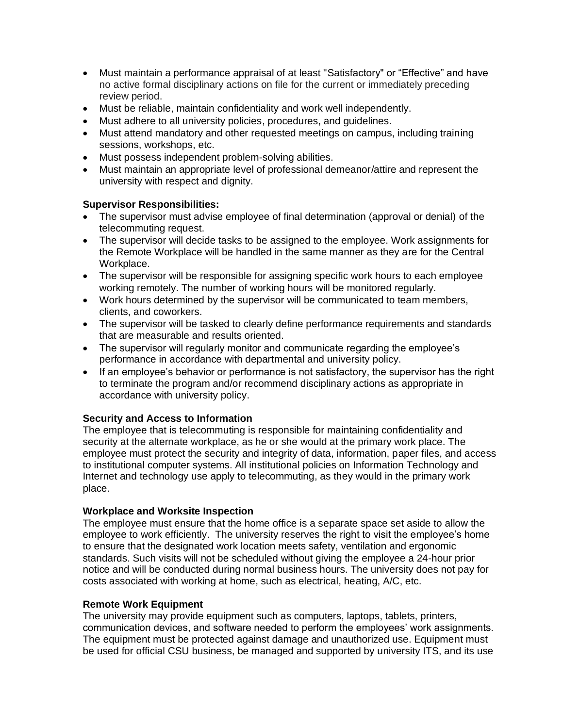- Must maintain a performance appraisal of at least "Satisfactory" or "Effective" and have no active formal disciplinary actions on file for the current or immediately preceding review period.
- Must be reliable, maintain confidentiality and work well independently.
- Must adhere to all university policies, procedures, and guidelines.
- Must attend mandatory and other requested meetings on campus, including training sessions, workshops, etc.
- Must possess independent problem-solving abilities.
- Must maintain an appropriate level of professional demeanor/attire and represent the university with respect and dignity.

**Supervisor Responsibilities:**

- The supervisor must advise employee of final determination (approval or denial) of the telecommuting request.
- The supervisor will decide tasks to be assigned to the employee. Work assignments for the Remote Workplace will be handled in the same manner as they are for the Central Workplace.
- The supervisor will be responsible for assigning specific work hours to each employee working remotely. The number of working hours will be monitored regularly.
- Work hours determined by the supervisor will be communicated to team members, clients, and coworkers.
- The supervisor will be tasked to clearly define performance requirements and standards that are measurable and results oriented.
- The supervisor will regularly monitor and communicate regarding the employee's performance in accordance with departmental and university policy.
- If an employee's behavior or performance is not satisfactory, the supervisor has the right to terminate the program and/or recommend disciplinary actions as appropriate in accordance with university policy.

**Security and Access to Information**

The employee that is telecommuting is responsible for maintaining confidentiality and security at the alternate workplace, as he or she would at the primary work place. The employee must protect the security and integrity of data, information, paper files, and access to institutional computer systems. All institutional policies on Information Technology and Internet and technology use apply to telecommuting, as they would in the primary work place.

**Workplace and Worksite Inspection**

The employee must ensure that the home office is a separate space set aside to allow the employee to work efficiently. The university reserves the right to visit the employee's home to ensure that the designated work location meets safety, ventilation and ergonomic standards. Such visits will not be scheduled without giving the employee a 24-hour prior notice and will be conducted during normal business hours. The university does not pay for costs associated with working at home, such as electrical, heating, A/C, etc.

**Remote Work Equipment**

The university may provide equipment such as computers, laptops, tablets, printers, communication devices, and software needed to perform the employees' work assignments. The equipment must be protected against damage and unauthorized use. Equipment must be used for official CSU business, be managed and supported by university ITS, and its use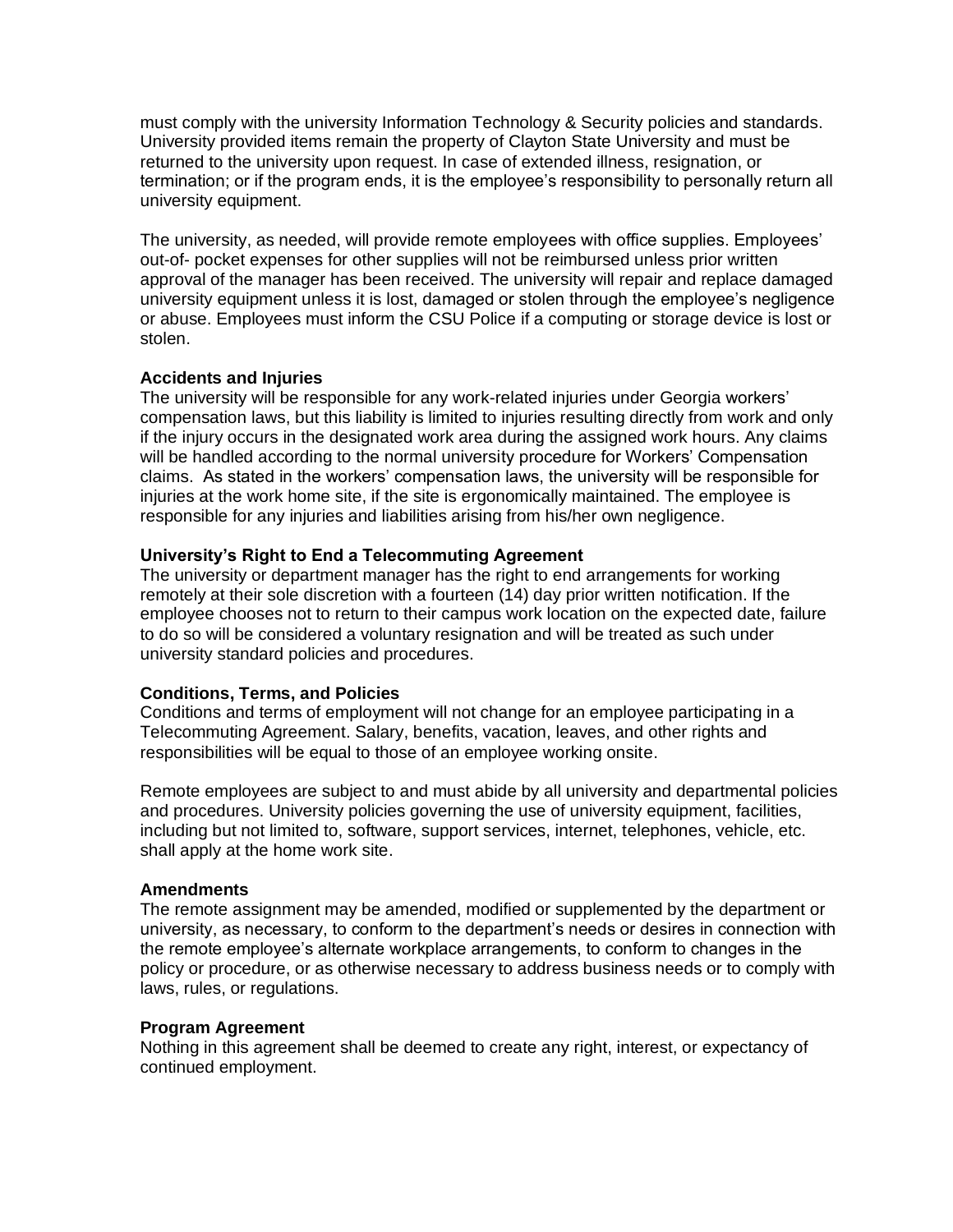must comply with the university Information Technology & Security policies and standards. University provided items remain the property of Clayton State University and must be returned to the university upon request. In case of extended illness, resignation, or termination; or if the program ends, it is the employee's responsibility to personally return all university equipment.

The university, as needed, will provide remote employees with office supplies. Employees' out-of- pocket expenses for other supplies will not be reimbursed unless prior written approval of the manager has been received. The university will repair and replace damaged university equipment unless it is lost, damaged or stolen through the employee's negligence or abuse. Employees must inform the CSU Police if a computing or storage device is lost or stolen.

**Accidents and Injuries**

The university will be responsible for any work-related injuries under Georgia workers' compensation laws, but this liability is limited to injuries resulting directly from work and only if the injury occurs in the designated work area during the assigned work hours. Any claims will be handled according to the normal university procedure for Workers' Compensation claims. As stated in the workers' compensation laws, the university will be responsible for injuries at the work home site, if the site is ergonomically maintained. The employee is responsible for any injuries and liabilities arising from his/her own negligence.

**University's Right to End a Telecommuting Agreement**

The university or department manager has the right to end arrangements for working remotely at their sole discretion with a fourteen (14) day prior written notification. If the employee chooses not to return to their campus work location on the expected date, failure to do so will be considered a voluntary resignation and will be treated as such under university standard policies and procedures.

**Conditions, Terms, and Policies**

Conditions and terms of employment will not change for an employee participating in a Telecommuting Agreement. Salary, benefits, vacation, leaves, and other rights and responsibilities will be equal to those of an employee working onsite.

Remote employees are subject to and must abide by all university and departmental policies and procedures. University policies governing the use of university equipment, facilities, including but not limited to, software, support services, internet, telephones, vehicle, etc. shall apply at the home work site.

**Amendments**

The remote assignment may be amended, modified or supplemented by the department or university, as necessary, to conform to the department's needs or desires in connection with the remote employee's alternate workplace arrangements, to conform to changes in the policy or procedure, or as otherwise necessary to address business needs or to comply with laws, rules, or regulations.

**Program Agreement**

Nothing in this agreement shall be deemed to create any right, interest, or expectancy of continued employment.